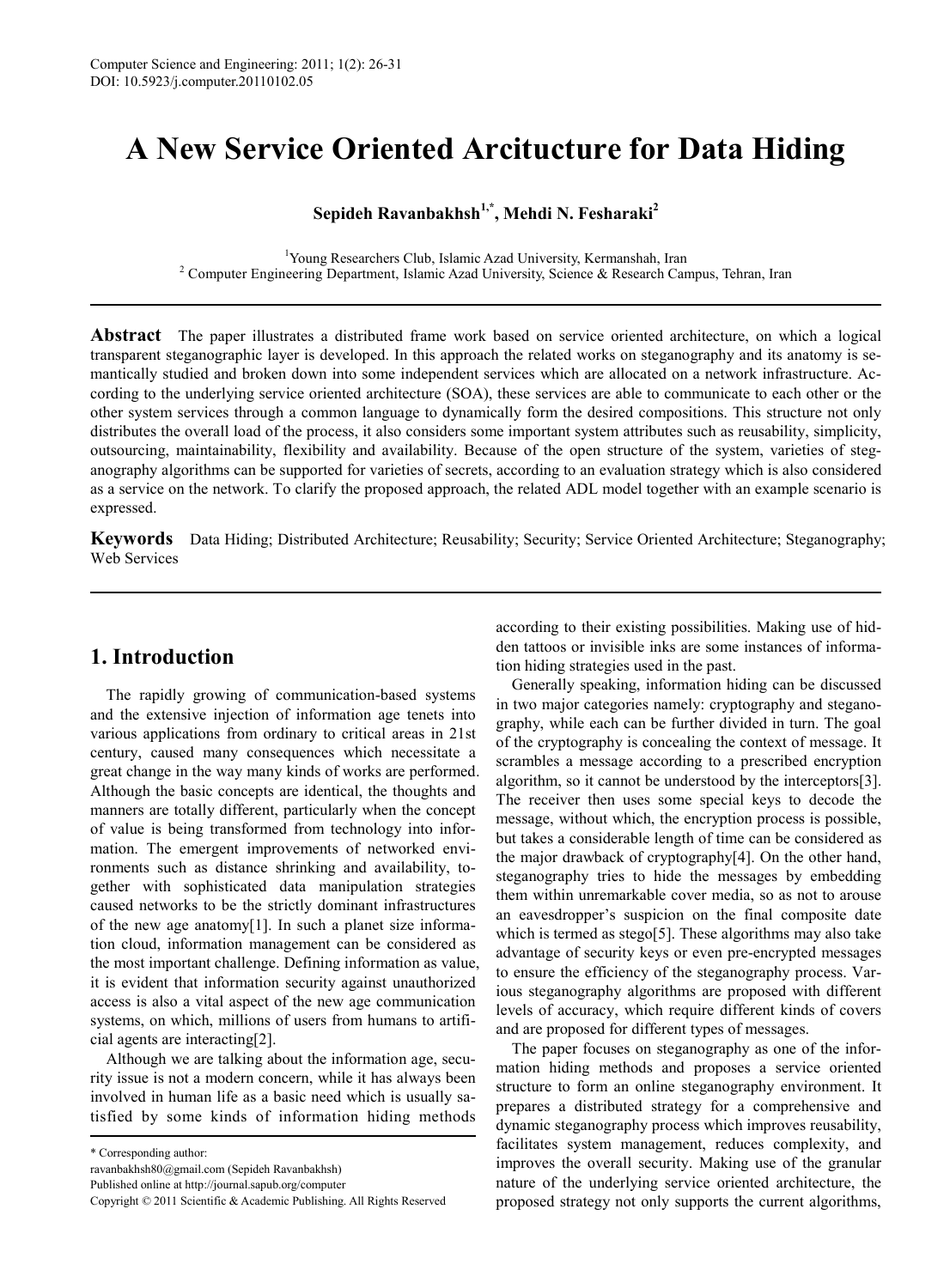# A New Service Oriented Arcitucture for Data Hiding

**Sepideh Ravanbakhsh[1,*], Mehdi N. Fesharaki[2]**

[1]Young Researchers Club, Islamic Azad University, Kermanshah, Iran
[2] Computer Engineering Department, Islamic Azad University, Science & Research Campus, Tehran, Iran

---

**Abstract** The paper illustrates a distributed frame work based on service oriented architecture, on which a logical transparent steganographic layer is developed. In this approach the related works on steganography and its anatomy is semantically studied and broken down into some independent services which are allocated on a network infrastructure. According to the underlying service oriented architecture (SOA), these services are able to communicate to each other or the other system services through a common language to dynamically form the desired compositions. This structure not only distributes the overall load of the process, it also considers some important system attributes such as reusability, simplicity, outsourcing, maintainability, flexibility and availability. Because of the open structure of the system, varieties of steganography algorithms can be supported for varieties of secrets, according to an evaluation strategy which is also considered as a service on the network. To clarify the proposed approach, the related ADL model together with an example scenario is expressed.

**Keywords** Data Hiding; Distributed Architecture; Reusability; Security; Service Oriented Architecture; Steganography; Web Services

---

## 1. Introduction

The rapidly growing of communication-based systems and the extensive injection of information age tenets into various applications from ordinary to critical areas in 21st century, caused many consequences which necessitate a great change in the way many kinds of works are performed. Although the basic concepts are identical, the thoughts and manners are totally different, particularly when the concept of value is being transformed from technology into information. The emergent improvements of networked environments such as distance shrinking and availability, together with sophisticated data manipulation strategies caused networks to be the strictly dominant infrastructures of the new age anatomy[1]. In such a planet size information cloud, information management can be considered as the most important challenge. Defining information as value, it is evident that information security against unauthorized access is also a vital aspect of the new age communication systems, on which, millions of users from humans to artificial agents are interacting[2].

Although we are talking about the information age, security issue is not a modern concern, while it has always been involved in human life as a basic need which is usually satisfied by some kinds of information hiding methods according to their existing possibilities. Making use of hidden tattoos or invisible inks are some instances of information hiding strategies used in the past.

Generally speaking, information hiding can be discussed in two major categories namely: cryptography and steganography, while each can be further divided in turn. The goal of the cryptography is concealing the context of message. It scrambles a message according to a prescribed encryption algorithm, so it cannot be understood by the interceptors[3]. The receiver then uses some special keys to decode the message, without which, the encryption process is possible, but takes a considerable length of time can be considered as the major drawback of cryptography[4]. On the other hand, steganography tries to hide the messages by embedding them within unremarkable cover media, so as not to arouse an eavesdropper's suspicion on the final composite date which is termed as stego[5]. These algorithms may also take advantage of security keys or even pre-encrypted messages to ensure the efficiency of the steganography process. Various steganography algorithms are proposed with different levels of accuracy, which require different kinds of covers and are proposed for different types of messages.

The paper focuses on steganography as one of the information hiding methods and proposes a service oriented structure to form an online steganography environment. It prepares a distributed strategy for a comprehensive and dynamic steganography process which improves reusability, facilitates system management, reduces complexity, and improves the overall security. Making use of the granular nature of the underlying service oriented architecture, the proposed strategy not only supports the current algorithms,

---

* Corresponding author:
ravanbakhsh80@gmail.com (Sepideh Ravanbakhsh)
Published online at http://journal.sapub.org/computer
Copyright © 2011 Scientific & Academic Publishing. All Rights Reserved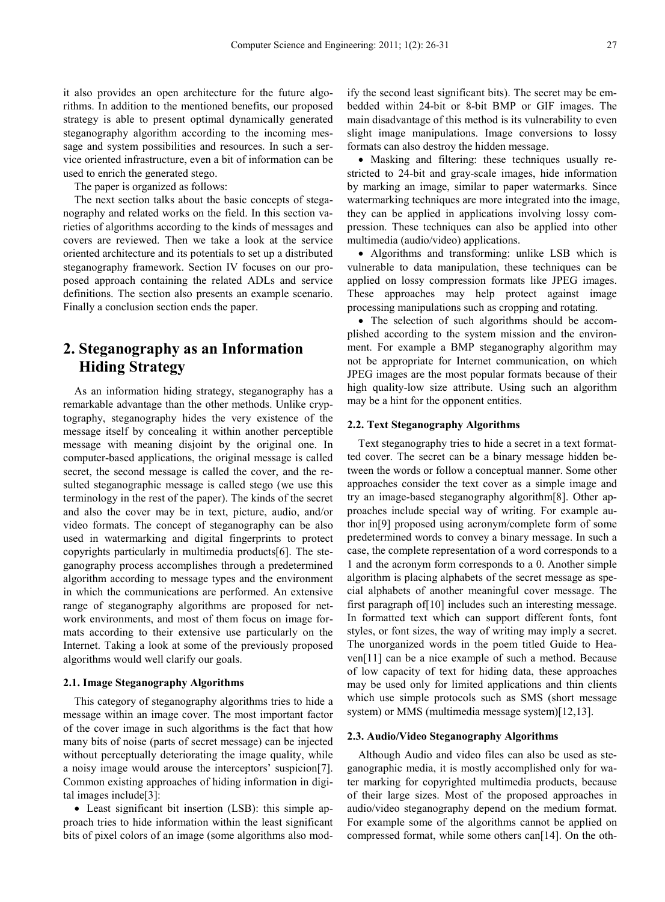it also provides an open architecture for the future algorithms. In addition to the mentioned benefits, our proposed strategy is able to present optimal dynamically generated steganography algorithm according to the incoming message and system possibilities and resources. In such a service oriented infrastructure, even a bit of information can be used to enrich the generated stego.

The paper is organized as follows:

The next section talks about the basic concepts of steganography and related works on the field. In this section varieties of algorithms according to the kinds of messages and covers are reviewed. Then we take a look at the service oriented architecture and its potentials to set up a distributed steganography framework. Section IV focuses on our proposed approach containing the related ADLs and service definitions. The section also presents an example scenario. Finally a conclusion section ends the paper.

## 2. Steganography as an Information Hiding Strategy

As an information hiding strategy, steganography has a remarkable advantage than the other methods. Unlike cryptography, steganography hides the very existence of the message itself by concealing it within another perceptible message with meaning disjoint by the original one. In computer-based applications, the original message is called secret, the second message is called the cover, and the resulted steganographic message is called stego (we use this terminology in the rest of the paper). The kinds of the secret and also the cover may be in text, picture, audio, and/or video formats. The concept of steganography can be also used in watermarking and digital fingerprints to protect copyrights particularly in multimedia products[6]. The steganography process accomplishes through a predetermined algorithm according to message types and the environment in which the communications are performed. An extensive range of steganography algorithms are proposed for network environments, and most of them focus on image formats according to their extensive use particularly on the Internet. Taking a look at some of the previously proposed algorithms would well clarify our goals.

### 2.1. Image Steganography Algorithms

This category of steganography algorithms tries to hide a message within an image cover. The most important factor of the cover image in such algorithms is the fact that how many bits of noise (parts of secret message) can be injected without perceptually deteriorating the image quality, while a noisy image would arouse the interceptors' suspicion[7]. Common existing approaches of hiding information in digital images include[3]:

- Least significant bit insertion (LSB): this simple approach tries to hide information within the least significant bits of pixel colors of an image (some algorithms also modify the second least significant bits). The secret may be embedded within 24-bit or 8-bit BMP or GIF images. The main disadvantage of this method is its vulnerability to even slight image manipulations. Image conversions to lossy formats can also destroy the hidden message.
- Masking and filtering: these techniques usually restricted to 24-bit and gray-scale images, hide information by marking an image, similar to paper watermarks. Since watermarking techniques are more integrated into the image, they can be applied in applications involving lossy compression. These techniques can also be applied into other multimedia (audio/video) applications.
- Algorithms and transforming: unlike LSB which is vulnerable to data manipulation, these techniques can be applied on lossy compression formats like JPEG images. These approaches may help protect against image processing manipulations such as cropping and rotating.
- The selection of such algorithms should be accomplished according to the system mission and the environment. For example a BMP steganography algorithm may not be appropriate for Internet communication, on which JPEG images are the most popular formats because of their high quality-low size attribute. Using such an algorithm may be a hint for the opponent entities.

### 2.2. Text Steganography Algorithms

Text steganography tries to hide a secret in a text formatted cover. The secret can be a binary message hidden between the words or follow a conceptual manner. Some other approaches consider the text cover as a simple image and try an image-based steganography algorithm[8]. Other approaches include special way of writing. For example author in[9] proposed using acronym/complete form of some predetermined words to convey a binary message. In such a case, the complete representation of a word corresponds to a 1 and the acronym form corresponds to a 0. Another simple algorithm is placing alphabets of the secret message as special alphabets of another meaningful cover message. The first paragraph of[10] includes such an interesting message. In formatted text which can support different fonts, font styles, or font sizes, the way of writing may imply a secret. The unorganized words in the poem titled Guide to Heaven[11] can be a nice example of such a method. Because of low capacity of text for hiding data, these approaches may be used only for limited applications and thin clients which use simple protocols such as SMS (short message system) or MMS (multimedia message system)[12,13].

### 2.3. Audio/Video Steganography Algorithms

Although Audio and video files can also be used as steganographic media, it is mostly accomplished only for water marking for copyrighted multimedia products, because of their large sizes. Most of the proposed approaches in audio/video steganography depend on the medium format. For example some of the algorithms cannot be applied on compressed format, while some others can[14]. On the oth-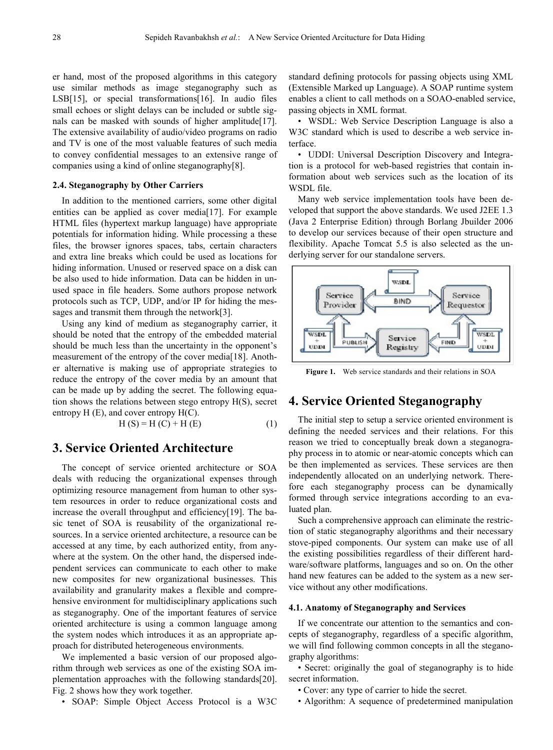er hand, most of the proposed algorithms in this category use similar methods as image steganography such as LSB[15], or special transformations[16]. In audio files small echoes or slight delays can be included or subtle signals can be masked with sounds of higher amplitude[17]. The extensive availability of audio/video programs on radio and TV is one of the most valuable features of such media to convey confidential messages to an extensive range of companies using a kind of online steganography[8].

### 2.4. Steganography by Other Carriers

In addition to the mentioned carriers, some other digital entities can be applied as cover media[17]. For example HTML files (hypertext markup language) have appropriate potentials for information hiding. While processing a these files, the browser ignores spaces, tabs, certain characters and extra line breaks which could be used as locations for hiding information. Unused or reserved space on a disk can be also used to hide information. Data can be hidden in unused space in file headers. Some authors propose network protocols such as TCP, UDP, and/or IP for hiding the messages and transmit them through the network[3].

Using any kind of medium as steganography carrier, it should be noted that the entropy of the embedded material should be much less than the uncertainty in the opponent's measurement of the entropy of the cover media[18]. Another alternative is making use of appropriate strategies to reduce the entropy of the cover media by an amount that can be made up by adding the secret. The following equation shows the relations between stego entropy H(S), secret entropy H (E), and cover entropy H(C).

$$H(S) = H(C) + H(E) \tag{1}$$

## 3. Service Oriented Architecture

The concept of service oriented architecture or SOA deals with reducing the organizational expenses through optimizing resource management from human to other system resources in order to reduce organizational costs and increase the overall throughput and efficiency[19]. The basic tenet of SOA is reusability of the organizational resources. In a service oriented architecture, a resource can be accessed at any time, by each authorized entity, from anywhere at the system. On the other hand, the dispersed independent services can communicate to each other to make new composites for new organizational businesses. This availability and granularity makes a flexible and comprehensive environment for multidisciplinary applications such as steganography. One of the important features of service oriented architecture is using a common language among the system nodes which introduces it as an appropriate approach for distributed heterogeneous environments.

We implemented a basic version of our proposed algorithm through web services as one of the existing SOA implementation approaches with the following standards[20]. Fig. 2 shows how they work together.

- SOAP: Simple Object Access Protocol is a W3C standard defining protocols for passing objects using XML (Extensible Marked up Language). A SOAP runtime system enables a client to call methods on a SOAO-enabled service, passing objects in XML format.
- WSDL: Web Service Description Language is also a W3C standard which is used to describe a web service interface.
- UDDI: Universal Description Discovery and Integration is a protocol for web-based registries that contain information about web services such as the location of its WSDL file.

Many web service implementation tools have been developed that support the above standards. We used J2EE 1.3 (Java 2 Enterprise Edition) through Borlang Jbuilder 2006 to develop our services because of their open structure and flexibility. Apache Tomcat 5.5 is also selected as the underlying server for our standalone servers.

**Figure 1.** Web service standards and their relations in SOA

## 4. Service Oriented Steganography

The initial step to setup a service oriented environment is defining the needed services and their relations. For this reason we tried to conceptually break down a steganography process in to atomic or near-atomic concepts which can be then implemented as services. These services are then independently allocated on an underlying network. Therefore each steganography process can be dynamically formed through service integrations according to an evaluated plan.

Such a comprehensive approach can eliminate the restriction of static steganography algorithms and their necessary stove-piped components. Our system can make use of all the existing possibilities regardless of their different hardware/software platforms, languages and so on. On the other hand new features can be added to the system as a new service without any other modifications.

### 4.1. Anatomy of Steganography and Services

If we concentrate our attention to the semantics and concepts of steganography, regardless of a specific algorithm, we will find following common concepts in all the steganography algorithms:

- Secret: originally the goal of steganography is to hide secret information.
- Cover: any type of carrier to hide the secret.
- Algorithm: A sequence of predetermined manipulation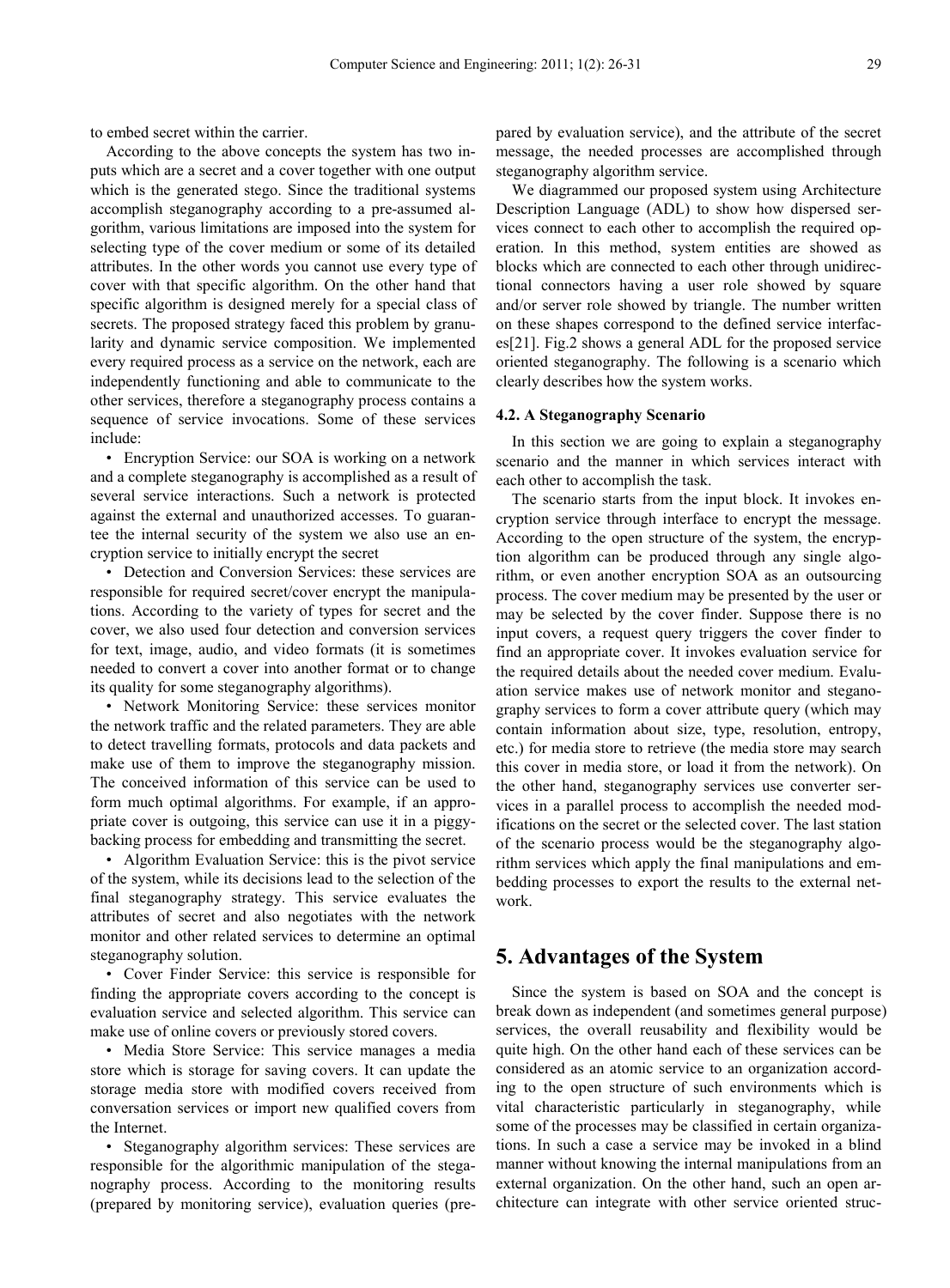to embed secret within the carrier.

According to the above concepts the system has two inputs which are a secret and a cover together with one output which is the generated stego. Since the traditional systems accomplish steganography according to a pre-assumed algorithm, various limitations are imposed into the system for selecting type of the cover medium or some of its detailed attributes. In the other words you cannot use every type of cover with that specific algorithm. On the other hand that specific algorithm is designed merely for a special class of secrets. The proposed strategy faced this problem by granularity and dynamic service composition. We implemented every required process as a service on the network, each are independently functioning and able to communicate to the other services, therefore a steganography process contains a sequence of service invocations. Some of these services include:

- Encryption Service: our SOA is working on a network and a complete steganography is accomplished as a result of several service interactions. Such a network is protected against the external and unauthorized accesses. To guarantee the internal security of the system we also use an encryption service to initially encrypt the secret
- Detection and Conversion Services: these services are responsible for required secret/cover encrypt the manipulations. According to the variety of types for secret and the cover, we also used four detection and conversion services for text, image, audio, and video formats (it is sometimes needed to convert a cover into another format or to change its quality for some steganography algorithms).
- Network Monitoring Service: these services monitor the network traffic and the related parameters. They are able to detect travelling formats, protocols and data packets and make use of them to improve the steganography mission. The conceived information of this service can be used to form much optimal algorithms. For example, if an appropriate cover is outgoing, this service can use it in a piggybacking process for embedding and transmitting the secret.
- Algorithm Evaluation Service: this is the pivot service of the system, while its decisions lead to the selection of the final steganography strategy. This service evaluates the attributes of secret and also negotiates with the network monitor and other related services to determine an optimal steganography solution.
- Cover Finder Service: this service is responsible for finding the appropriate covers according to the concept is evaluation service and selected algorithm. This service can make use of online covers or previously stored covers.
- Media Store Service: This service manages a media store which is storage for saving covers. It can update the storage media store with modified covers received from conversation services or import new qualified covers from the Internet.
- Steganography algorithm services: These services are responsible for the algorithmic manipulation of the steganography process. According to the monitoring results (prepared by monitoring service), evaluation queries (prepared by evaluation service), and the attribute of the secret message, the needed processes are accomplished through steganography algorithm service.

We diagrammed our proposed system using Architecture Description Language (ADL) to show how dispersed services connect to each other to accomplish the required operation. In this method, system entities are showed as blocks which are connected to each other through unidirectional connectors having a user role showed by square and/or server role showed by triangle. The number written on these shapes correspond to the defined service interfaces[21]. Fig.2 shows a general ADL for the proposed service oriented steganography. The following is a scenario which clearly describes how the system works.

### 4.2. A Steganography Scenario

In this section we are going to explain a steganography scenario and the manner in which services interact with each other to accomplish the task.

The scenario starts from the input block. It invokes encryption service through interface to encrypt the message. According to the open structure of the system, the encryption algorithm can be produced through any single algorithm, or even another encryption SOA as an outsourcing process. The cover medium may be presented by the user or may be selected by the cover finder. Suppose there is no input covers, a request query triggers the cover finder to find an appropriate cover. It invokes evaluation service for the required details about the needed cover medium. Evaluation service makes use of network monitor and steganography services to form a cover attribute query (which may contain information about size, type, resolution, entropy, etc.) for media store to retrieve (the media store may search this cover in media store, or load it from the network). On the other hand, steganography services use converter services in a parallel process to accomplish the needed modifications on the secret or the selected cover. The last station of the scenario process would be the steganography algorithm services which apply the final manipulations and embedding processes to export the results to the external network.

## 5. Advantages of the System

Since the system is based on SOA and the concept is break down as independent (and sometimes general purpose) services, the overall reusability and flexibility would be quite high. On the other hand each of these services can be considered as an atomic service to an organization according to the open structure of such environments which is vital characteristic particularly in steganography, while some of the processes may be classified in certain organizations. In such a case a service may be invoked in a blind manner without knowing the internal manipulations from an external organization. On the other hand, such an open architecture can integrate with other service oriented struc-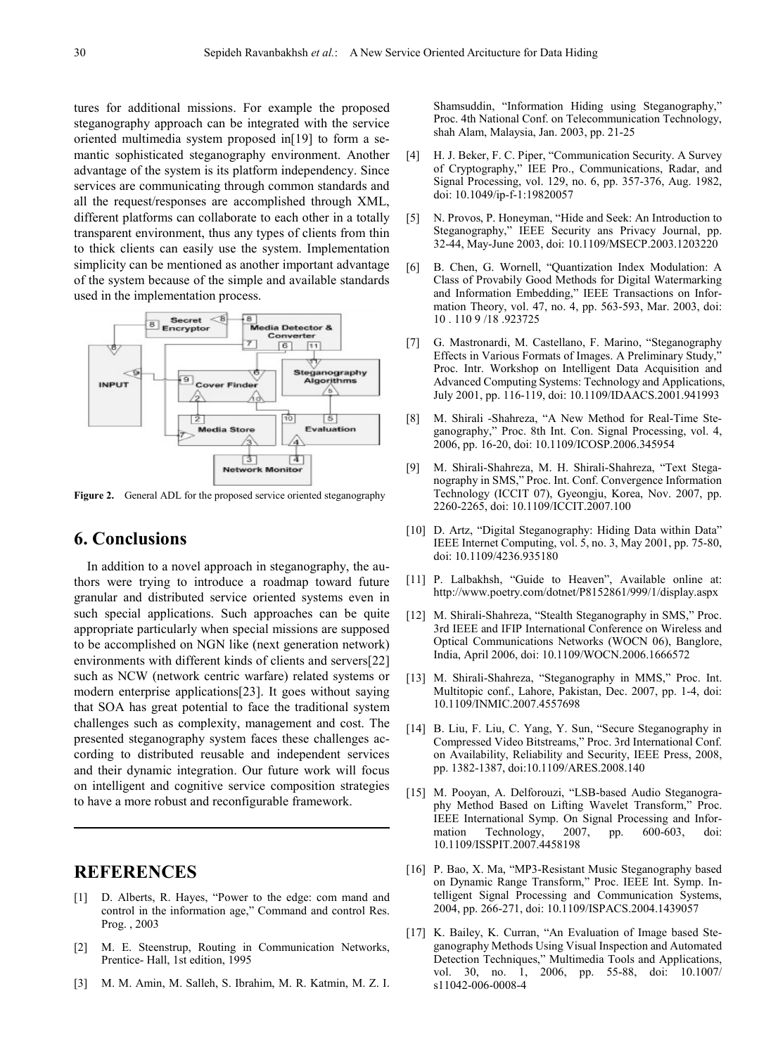tures for additional missions. For example the proposed steganography approach can be integrated with the service oriented multimedia system proposed in[19] to form a semantic sophisticated steganography environment. Another advantage of the system is its platform independency. Since services are communicating through common standards and all the request/responses are accomplished through XML, different platforms can collaborate to each other in a totally transparent environment, thus any types of clients from thin to thick clients can easily use the system. Implementation simplicity can be mentioned as another important advantage of the system because of the simple and available standards used in the implementation process.

**Figure 2.** General ADL for the proposed service oriented steganography

## 6. Conclusions

In addition to a novel approach in steganography, the authors were trying to introduce a roadmap toward future granular and distributed service oriented systems even in such special applications. Such approaches can be quite appropriate particularly when special missions are supposed to be accomplished on NGN like (next generation network) environments with different kinds of clients and servers[22] such as NCW (network centric warfare) related systems or modern enterprise applications[23]. It goes without saying that SOA has great potential to face the traditional system challenges such as complexity, management and cost. The presented steganography system faces these challenges according to distributed reusable and independent services and their dynamic integration. Our future work will focus on intelligent and cognitive service composition strategies to have a more robust and reconfigurable framework.

## REFERENCES

[1] D. Alberts, R. Hayes, "Power to the edge: com mand and control in the information age," Command and control Res. Prog. , 2003

[2] M. E. Steenstrup, Routing in Communication Networks, Prentice- Hall, 1st edition, 1995

[3] M. M. Amin, M. Salleh, S. Ibrahim, M. R. Katmin, M. Z. I. Shamsuddin, "Information Hiding using Steganography," Proc. 4th National Conf. on Telecommunication Technology, shah Alam, Malaysia, Jan. 2003, pp. 21-25

[4] H. J. Beker, F. C. Piper, "Communication Security. A Survey of Cryptography," IEE Pro., Communications, Radar, and Signal Processing, vol. 129, no. 6, pp. 357-376, Aug. 1982, doi: 10.1049/ip-f-1:19820057

[5] N. Provos, P. Honeyman, "Hide and Seek: An Introduction to Steganography," IEEE Security ans Privacy Journal, pp. 32-44, May-June 2003, doi: 10.1109/MSECP.2003.1203220

[6] B. Chen, G. Wornell, "Quantization Index Modulation: A Class of Provabily Good Methods for Digital Watermarking and Information Embedding," IEEE Transactions on Information Theory, vol. 47, no. 4, pp. 563-593, Mar. 2003, doi: 10 . 110 9 /18 .923725

[7] G. Mastronardi, M. Castellano, F. Marino, "Steganography Effects in Various Formats of Images. A Preliminary Study," Proc. Intr. Workshop on Intelligent Data Acquisition and Advanced Computing Systems: Technology and Applications, July 2001, pp. 116-119, doi: 10.1109/IDAACS.2001.941993

[8] M. Shirali -Shahreza, "A New Method for Real-Time Steganography," Proc. 8th Int. Con. Signal Processing, vol. 4, 2006, pp. 16-20, doi: 10.1109/ICOSP.2006.345954

[9] M. Shirali-Shahreza, M. H. Shirali-Shahreza, "Text Steganography in SMS," Proc. Int. Conf. Convergence Information Technology (ICCIT 07), Gyeongju, Korea, Nov. 2007, pp. 2260-2265, doi: 10.1109/ICCIT.2007.100

[10] D. Artz, "Digital Steganography: Hiding Data within Data" IEEE Internet Computing, vol. 5, no. 3, May 2001, pp. 75-80, doi: 10.1109/4236.935180

[11] P. Lalbakhsh, "Guide to Heaven", Available online at: http://www.poetry.com/dotnet/P8152861/999/1/display.aspx

[12] M. Shirali-Shahreza, "Stealth Steganography in SMS," Proc. 3rd IEEE and IFIP International Conference on Wireless and Optical Communications Networks (WOCN 06), Banglore, India, April 2006, doi: 10.1109/WOCN.2006.1666572

[13] M. Shirali-Shahreza, "Steganography in MMS," Proc. Int. Multitopic conf., Lahore, Pakistan, Dec. 2007, pp. 1-4, doi: 10.1109/INMIC.2007.4557698

[14] B. Liu, F. Liu, C. Yang, Y. Sun, "Secure Steganography in Compressed Video Bitstreams," Proc. 3rd International Conf. on Availability, Reliability and Security, IEEE Press, 2008, pp. 1382-1387, doi:10.1109/ARES.2008.140

[15] M. Pooyan, A. Delforouzi, "LSB-based Audio Steganography Method Based on Lifting Wavelet Transform," Proc. IEEE International Symp. On Signal Processing and Information Technology, 2007, pp. 600-603, doi: 10.1109/ISSPIT.2007.4458198

[16] P. Bao, X. Ma, "MP3-Resistant Music Steganography based on Dynamic Range Transform," Proc. IEEE Int. Symp. Intelligent Signal Processing and Communication Systems, 2004, pp. 266-271, doi: 10.1109/ISPACS.2004.1439057

[17] K. Bailey, K. Curran, "An Evaluation of Image based Steganography Methods Using Visual Inspection and Automated Detection Techniques," Multimedia Tools and Applications, vol. 30, no. 1, 2006, pp. 55-88, doi: 10.1007/ s11042-006-0008-4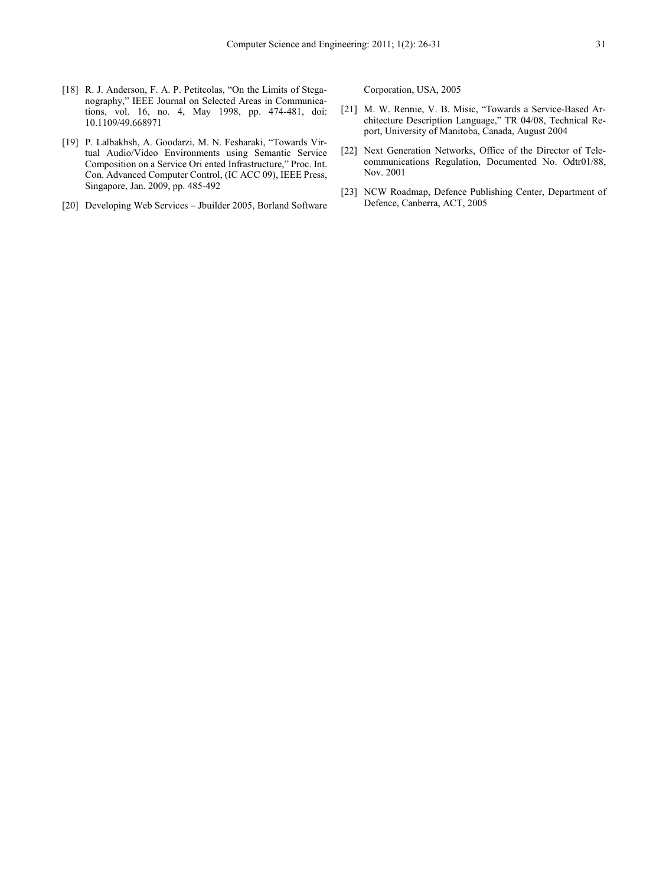[18] R. J. Anderson, F. A. P. Petitcolas, "On the Limits of Steganography," IEEE Journal on Selected Areas in Communications, vol. 16, no. 4, May 1998, pp. 474-481, doi: 10.1109/49.668971

[19] P. Lalbakhsh, A. Goodarzi, M. N. Fesharaki, "Towards Virtual Audio/Video Environments using Semantic Service Composition on a Service Ori ented Infrastructure," Proc. Int. Con. Advanced Computer Control, (IC ACC 09), IEEE Press, Singapore, Jan. 2009, pp. 485-492

[20] Developing Web Services – Jbuilder 2005, Borland Software Corporation, USA, 2005

[21] M. W. Rennie, V. B. Misic, "Towards a Service-Based Architecture Description Language," TR 04/08, Technical Report, University of Manitoba, Canada, August 2004

[22] Next Generation Networks, Office of the Director of Telecommunications Regulation, Documented No. Odtr01/88, Nov. 2001

[23] NCW Roadmap, Defence Publishing Center, Department of Defence, Canberra, ACT, 2005